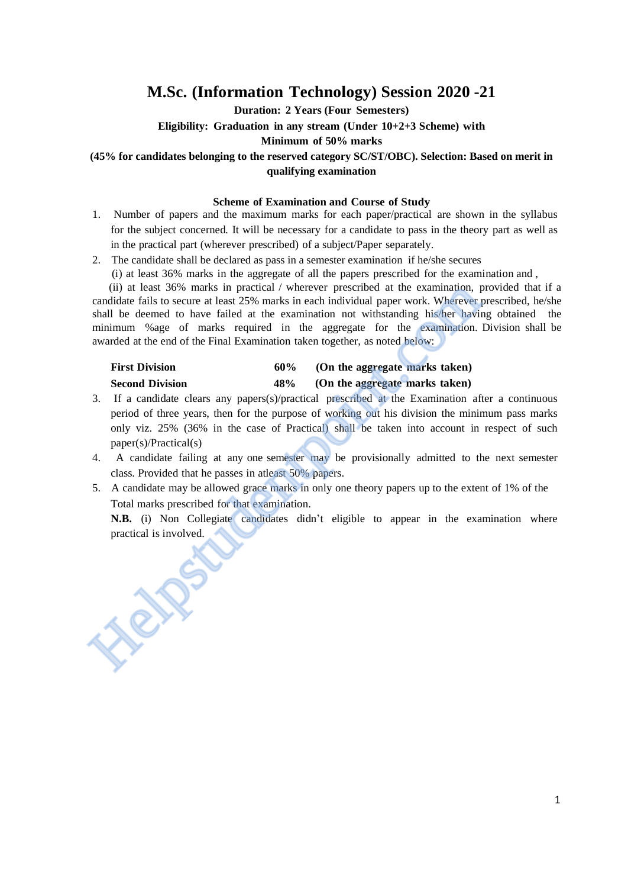# M.Sc. (Information Technology) Session 2020 -21

**Duration: 2 Years (Four Semesters)**

**Eligibility: Graduation in any stream (Under 10+2+3 Scheme) with Minimum of 50% marks**

**(45% for candidates belonging to the reserved category SC/ST/OBC). Selection: Based on merit in qualifying examination**

### Scheme of Examination and Course of Study

1. Number of papers and the maximum marks for each paper/practical are shown in the syllabus for the subject concerned. It will be necessary for a candidate to pass in the theory part as well as in the practical part (wherever prescribed) of a subject/Paper separately.
2. The candidate shall be declared as pass in a semester examination if he/she secures
   (i) at least 36% marks in the aggregate of all the papers prescribed for the examination and ,
   (ii) at least 36% marks in practical / wherever prescribed at the examination, provided that if a candidate fails to secure at least 25% marks in each individual paper work. Wherever prescribed, he/she shall be deemed to have failed at the examination not withstanding his/her having obtained the minimum %age of marks required in the aggregate for the examination. Division shall be awarded at the end of the Final Examination taken together, as noted below:

   | | | |
   |---|---|---|
   | **First Division** | **60%** | **(On the aggregate marks taken)** |
   | **Second Division** | **48%** | **(On the aggregate marks taken)** |

3. If a candidate clears any papers(s)/practical prescribed at the Examination after a continuous period of three years, then for the purpose of working out his division the minimum pass marks only viz. 25% (36% in the case of Practical) shall be taken into account in respect of such paper(s)/Practical(s)
4. A candidate failing at any one semester may be provisionally admitted to the next semester class. Provided that he passes in atleast 50% papers.
5. A candidate may be allowed grace marks in only one theory papers up to the extent of 1% of the Total marks prescribed for that examination.

   **N.B.** (i) Non Collegiate candidates didn't eligible to appear in the examination where practical is involved.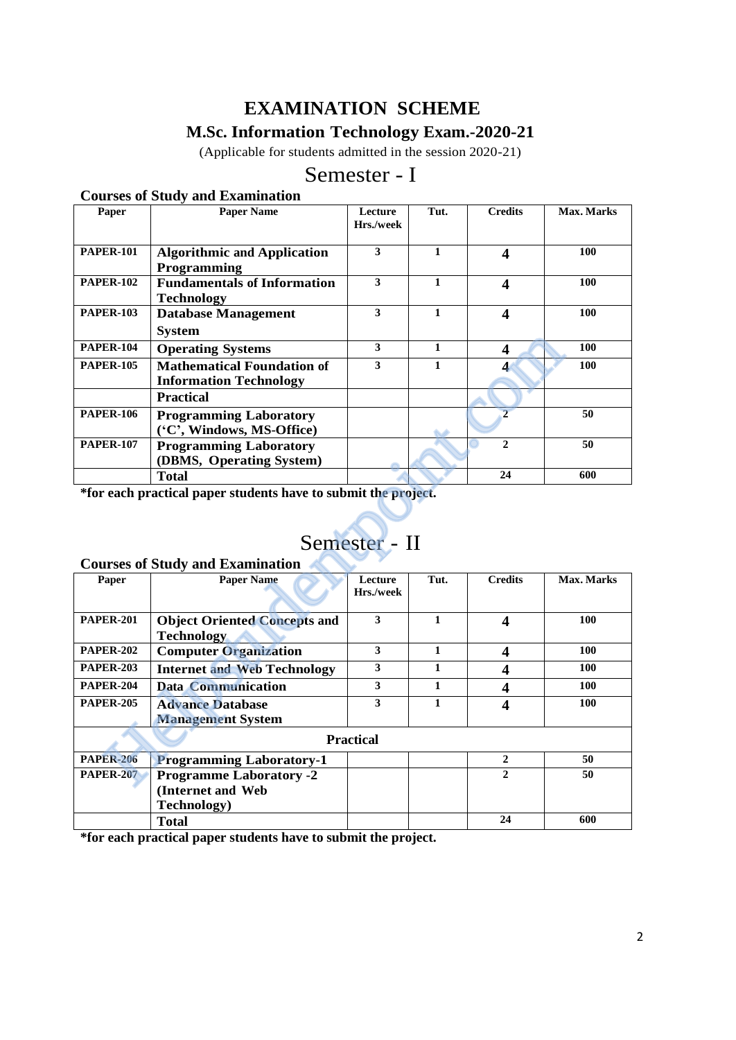# EXAMINATION SCHEME

## M.Sc. Information Technology Exam.-2020-21

(Applicable for students admitted in the session 2020-21)

## Semester - I

**Courses of Study and Examination**

| Paper | Paper Name | Lecture Hrs./week | Tut. | Credits | Max. Marks |
|---|---|---|---|---|---|
| PAPER-101 | Algorithmic and Application Programming | 3 | 1 | 4 | 100 |
| PAPER-102 | Fundamentals of Information Technology | 3 | 1 | 4 | 100 |
| PAPER-103 | Database Management System | 3 | 1 | 4 | 100 |
| PAPER-104 | Operating Systems | 3 | 1 | 4 | 100 |
| PAPER-105 | Mathematical Foundation of Information Technology | 3 | 1 | 4 | 100 |
| | Practical | | | | |
| PAPER-106 | Programming Laboratory ('C', Windows, MS-Office) | | | 2 | 50 |
| PAPER-107 | Programming Laboratory (DBMS, Operating System) | | | 2 | 50 |
| | Total | | | 24 | 600 |

***for each practical paper students have to submit the project.**

## Semester - II

**Courses of Study and Examination**

| Paper | Paper Name | Lecture Hrs./week | Tut. | Credits | Max. Marks |
|---|---|---|---|---|---|
| PAPER-201 | Object Oriented Concepts and Technology | 3 | 1 | 4 | 100 |
| PAPER-202 | Computer Organization | 3 | 1 | 4 | 100 |
| PAPER-203 | Internet and Web Technology | 3 | 1 | 4 | 100 |
| PAPER-204 | Data Communication | 3 | 1 | 4 | 100 |
| PAPER-205 | Advance Database Management System | 3 | 1 | 4 | 100 |
| | Practical | | | | |
| PAPER-206 | Programming Laboratory-1 | | | 2 | 50 |
| PAPER-207 | Programme Laboratory -2 (Internet and Web Technology) | | | 2 | 50 |
| | Total | | | 24 | 600 |

***for each practical paper students have to submit the project.**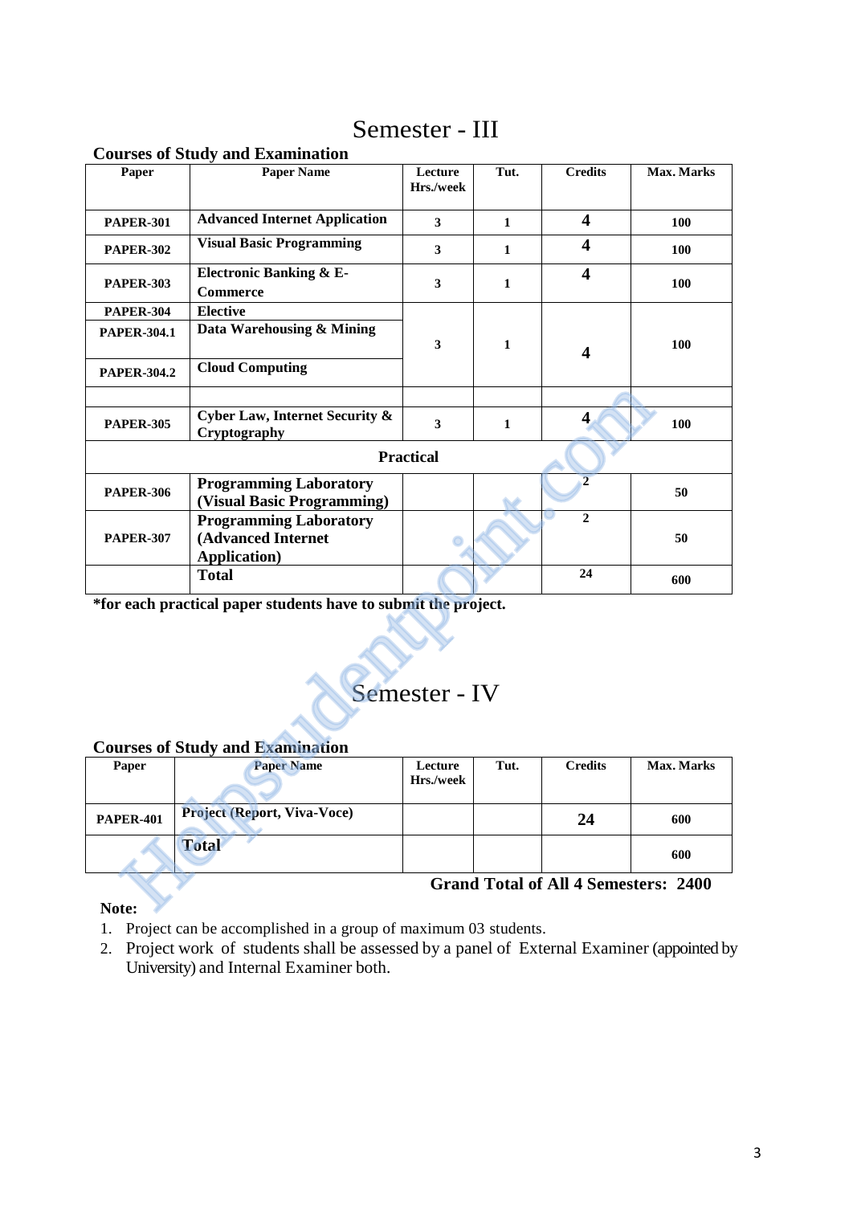# Semester - III

**Courses of Study and Examination**

| Paper | Paper Name | Lecture Hrs./week | Tut. | Credits | Max. Marks |
|---|---|---|---|---|---|
| **PAPER-301** | **Advanced Internet Application** | **3** | **1** | **4** | **100** |
| **PAPER-302** | **Visual Basic Programming** | **3** | **1** | **4** | **100** |
| **PAPER-303** | **Electronic Banking & E-Commerce** | **3** | **1** | **4** | **100** |
| **PAPER-304** | **Elective** | | | | |
| **PAPER-304.1** | **Data Warehousing & Mining** | **3** | **1** | **4** | **100** |
| **PAPER-304.2** | **Cloud Computing** | | | | |
| | | | | | |
| **PAPER-305** | **Cyber Law, Internet Security & Cryptography** | **3** | **1** | **4** | **100** |
| **Practical** | | | | | |
| **PAPER-306** | **Programming Laboratory (Visual Basic Programming)** | | | **2** | **50** |
| **PAPER-307** | **Programming Laboratory (Advanced Internet Application)** | | | **2** | **50** |
| | **Total** | | | **24** | **600** |

**\*for each practical paper students have to submit the project.**

# Semester - IV

**Courses of Study and Examination**

| Paper | Paper Name | Lecture Hrs./week | Tut. | Credits | Max. Marks |
|---|---|---|---|---|---|
| **PAPER-401** | **Project (Report, Viva-Voce)** | | | **24** | **600** |
| | **Total** | | | | **600** |

**Grand Total of All 4 Semesters: 2400**

**Note:**

1. Project can be accomplished in a group of maximum 03 students.
2. Project work of students shall be assessed by a panel of External Examiner (appointed by University) and Internal Examiner both.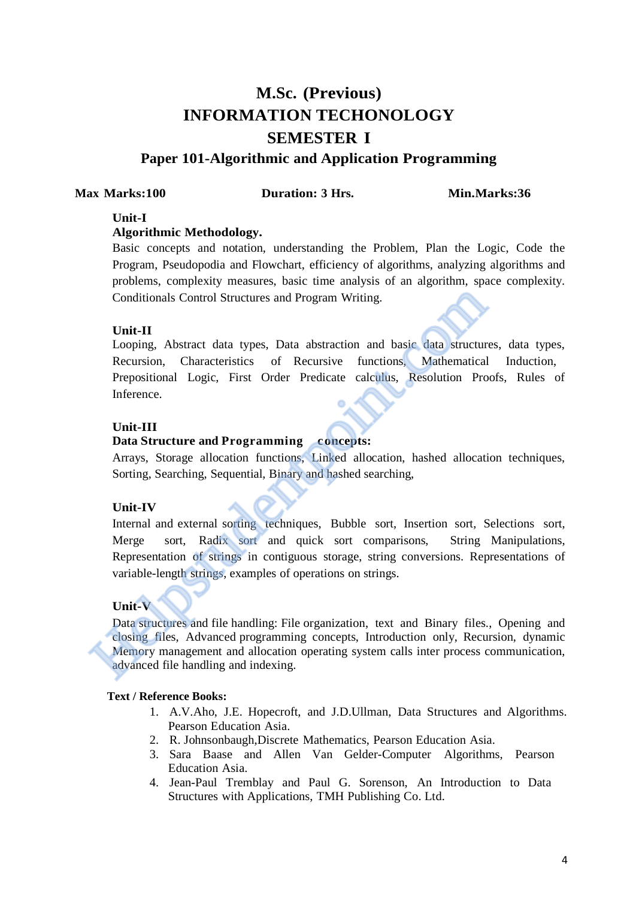# M.Sc. (Previous)
# INFORMATION TECHONOLOGY
# SEMESTER I
## Paper 101-Algorithmic and Application Programming

**Max Marks:100** **Duration: 3 Hrs.** **Min.Marks:36**

**Unit-I**

**Algorithmic Methodology.**

Basic concepts and notation, understanding the Problem, Plan the Logic, Code the Program, Pseudopodia and Flowchart, efficiency of algorithms, analyzing algorithms and problems, complexity measures, basic time analysis of an algorithm, space complexity. Conditionals Control Structures and Program Writing.

**Unit-II**

Looping, Abstract data types, Data abstraction and basic data structures, data types, Recursion, Characteristics of Recursive functions, Mathematical Induction, Prepositional Logic, First Order Predicate calculus, Resolution Proofs, Rules of Inference.

**Unit-III**

**Data Structure and Programming concepts:**

Arrays, Storage allocation functions, Linked allocation, hashed allocation techniques, Sorting, Searching, Sequential, Binary and hashed searching,

**Unit-IV**

Internal and external sorting techniques, Bubble sort, Insertion sort, Selections sort, Merge sort, Radix sort and quick sort comparisons, String Manipulations, Representation of strings in contiguous storage, string conversions. Representations of variable-length strings, examples of operations on strings.

**Unit-V**

Data structures and file handling: File organization, text and Binary files., Opening and closing files, Advanced programming concepts, Introduction only, Recursion, dynamic Memory management and allocation operating system calls inter process communication, advanced file handling and indexing.

**Text / Reference Books:**

1. A.V.Aho, J.E. Hopecroft, and J.D.Ullman, Data Structures and Algorithms. Pearson Education Asia.
2. R. Johnsonbaugh,Discrete Mathematics, Pearson Education Asia.
3. Sara Baase and Allen Van Gelder-Computer Algorithms, Pearson Education Asia.
4. Jean-Paul Tremblay and Paul G. Sorenson, An Introduction to Data Structures with Applications, TMH Publishing Co. Ltd.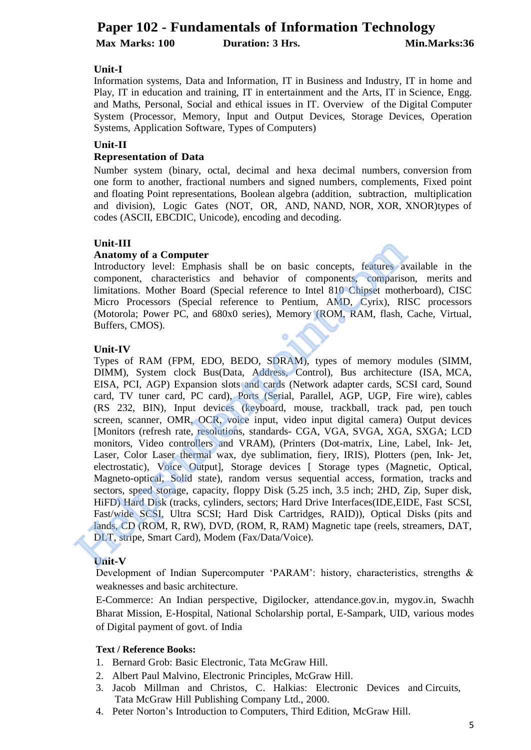# Paper 102 - Fundamentals of Information Technology

**Max Marks: 100** **Duration: 3 Hrs.** **Min.Marks:36**

**Unit-I**

Information systems, Data and Information, IT in Business and Industry, IT in home and Play, IT in education and training, IT in entertainment and the Arts, IT in Science, Engg. and Maths, Personal, Social and ethical issues in IT. Overview of the Digital Computer System (Processor, Memory, Input and Output Devices, Storage Devices, Operation Systems, Application Software, Types of Computers)

**Unit-II**

**Representation of Data**

Number system (binary, octal, decimal and hexa decimal numbers, conversion from one form to another, fractional numbers and signed numbers, complements, Fixed point and floating Point representations, Boolean algebra (addition, subtraction, multiplication and division), Logic Gates (NOT, OR, AND, NAND, NOR, XOR, XNOR)types of codes (ASCII, EBCDIC, Unicode), encoding and decoding.

**Unit-III**

**Anatomy of a Computer**

Introductory level: Emphasis shall be on basic concepts, features available in the component, characteristics and behavior of components, comparison, merits and limitations. Mother Board (Special reference to Intel 810 Chipset motherboard), CISC Micro Processors (Special reference to Pentium, AMD, Cyrix), RISC processors (Motorola; Power PC, and 680x0 series), Memory (ROM, RAM, flash, Cache, Virtual, Buffers, CMOS).

**Unit-IV**

Types of RAM (FPM, EDO, BEDO, SDRAM), types of memory modules (SIMM, DIMM), System clock Bus(Data, Address, Control), Bus architecture (ISA, MCA, EISA, PCI, AGP) Expansion slots and cards (Network adapter cards, SCSI card, Sound card, TV tuner card, PC card), Ports (Serial, Parallel, AGP, UGP, Fire wire), cables (RS 232, BIN), Input devices (keyboard, mouse, trackball, track pad, pen touch screen, scanner, OMR, OCR, voice input, video input digital camera) Output devices [Monitors (refresh rate, resolutions, standards- CGA, VGA, SVGA, XGA, SXGA; LCD monitors, Video controllers and VRAM), (Printers (Dot-matrix, Line, Label, Ink- Jet, Laser, Color Laser thermal wax, dye sublimation, fiery, IRIS), Plotters (pen, Ink- Jet, electrostatic), Voice Output], Storage devices [ Storage types (Magnetic, Optical, Magneto-optical, Solid state), random versus sequential access, formation, tracks and sectors, speed storage, capacity, floppy Disk (5.25 inch, 3.5 inch; 2HD, Zip, Super disk, HiFD) Hard Disk (tracks, cylinders, sectors; Hard Drive Interfaces(IDE,EIDE, Fast SCSI, Fast/wide SCSI, Ultra SCSI; Hard Disk Cartridges, RAID)), Optical Disks (pits and lands, CD (ROM, R, RW), DVD, (ROM, R, RAM) Magnetic tape (reels, streamers, DAT, DLT, stripe, Smart Card), Modem (Fax/Data/Voice).

**Unit-V**

Development of Indian Supercomputer 'PARAM': history, characteristics, strengths & weaknesses and basic architecture.

E-Commerce: An Indian perspective, Digilocker, attendance.gov.in, mygov.in, Swachh Bharat Mission, E-Hospital, National Scholarship portal, E-Sampark, UID, various modes of Digital payment of govt. of India

**Text / Reference Books:**

1. Bernard Grob: Basic Electronic, Tata McGraw Hill.
2. Albert Paul Malvino, Electronic Principles, McGraw Hill.
3. Jacob Millman and Christos, C. Halkias: Electronic Devices and Circuits, Tata McGraw Hill Publishing Company Ltd., 2000.
4. Peter Norton's Introduction to Computers, Third Edition, McGraw Hill.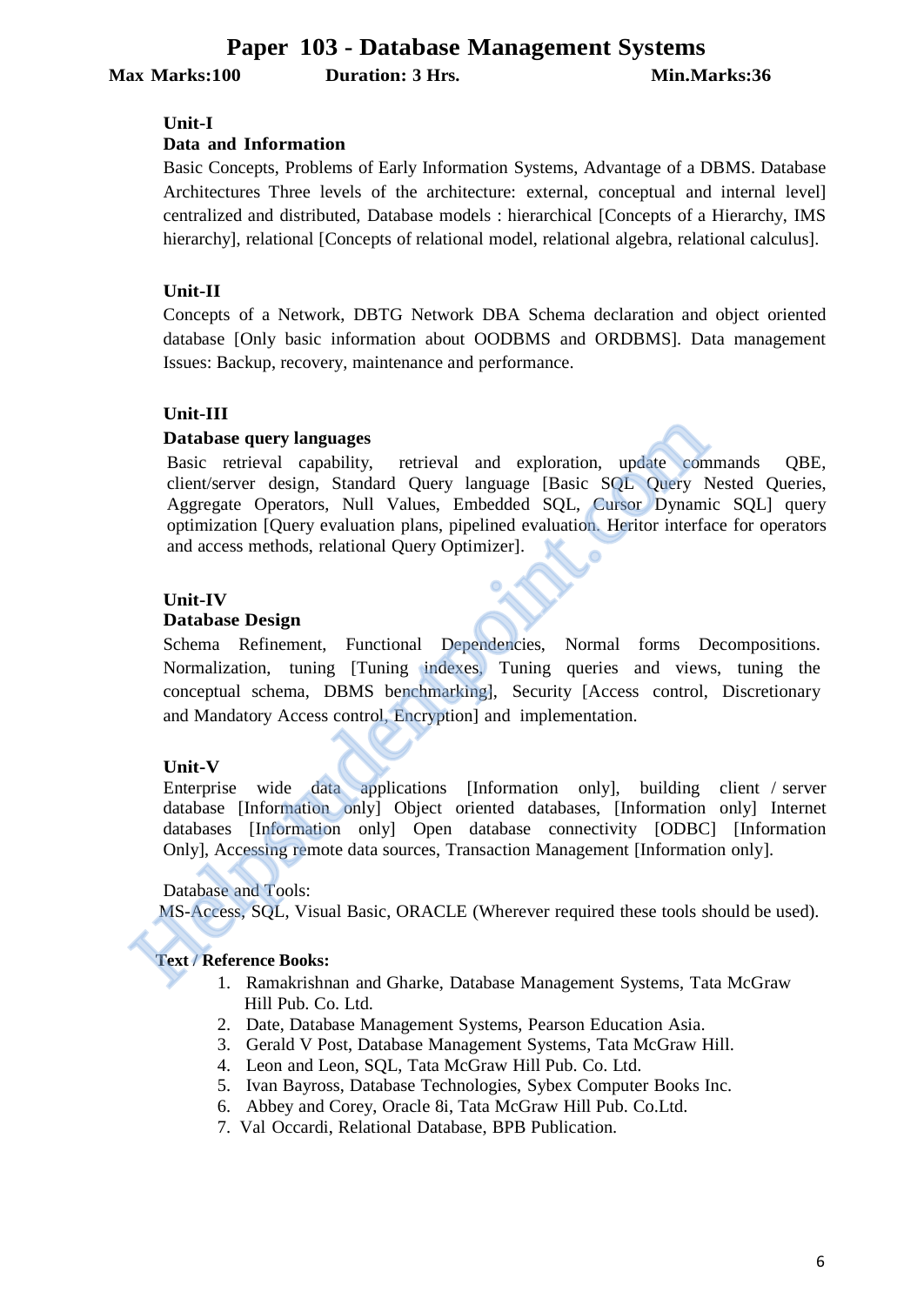# Paper 103 - Database Management Systems

**Max Marks:100** **Duration: 3 Hrs.** **Min.Marks:36**

**Unit-I**

**Data and Information**

Basic Concepts, Problems of Early Information Systems, Advantage of a DBMS. Database Architectures Three levels of the architecture: external, conceptual and internal level] centralized and distributed, Database models : hierarchical [Concepts of a Hierarchy, IMS hierarchy], relational [Concepts of relational model, relational algebra, relational calculus].

**Unit-II**

Concepts of a Network, DBTG Network DBA Schema declaration and object oriented database [Only basic information about OODBMS and ORDBMS]. Data management Issues: Backup, recovery, maintenance and performance.

**Unit-III**

**Database query languages**

Basic retrieval capability, retrieval and exploration, update commands QBE, client/server design, Standard Query language [Basic SQL Query Nested Queries, Aggregate Operators, Null Values, Embedded SQL, Cursor Dynamic SQL] query optimization [Query evaluation plans, pipelined evaluation. Heritor interface for operators and access methods, relational Query Optimizer].

**Unit-IV**

**Database Design**

Schema Refinement, Functional Dependencies, Normal forms Decompositions. Normalization, tuning [Tuning indexes, Tuning queries and views, tuning the conceptual schema, DBMS benchmarking], Security [Access control, Discretionary and Mandatory Access control, Encryption] and implementation.

**Unit-V**

Enterprise wide data applications [Information only], building client / server database [Information only] Object oriented databases, [Information only] Internet databases [Information only] Open database connectivity [ODBC] [Information Only], Accessing remote data sources, Transaction Management [Information only].

Database and Tools:

MS-Access, SQL, Visual Basic, ORACLE (Wherever required these tools should be used).

**Text / Reference Books:**

1. Ramakrishnan and Gharke, Database Management Systems, Tata McGraw Hill Pub. Co. Ltd.
2. Date, Database Management Systems, Pearson Education Asia.
3. Gerald V Post, Database Management Systems, Tata McGraw Hill.
4. Leon and Leon, SQL, Tata McGraw Hill Pub. Co. Ltd.
5. Ivan Bayross, Database Technologies, Sybex Computer Books Inc.
6. Abbey and Corey, Oracle 8i, Tata McGraw Hill Pub. Co.Ltd.
7. Val Occardi, Relational Database, BPB Publication.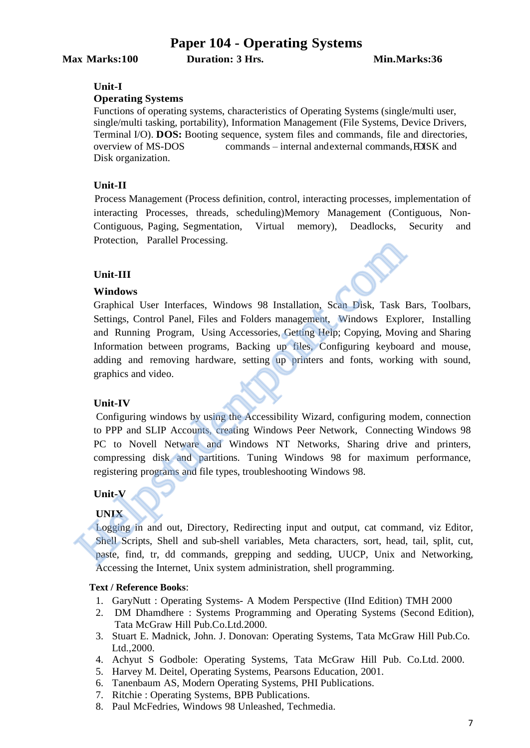# Paper 104 - Operating Systems

**Max Marks:100** **Duration: 3 Hrs.** **Min.Marks:36**

**Unit-I**

**Operating Systems**

Functions of operating systems, characteristics of Operating Systems (single/multi user, single/multi tasking, portability), Information Management (File Systems, Device Drivers, Terminal I/O). **DOS:** Booting sequence, system files and commands, file and directories, overview of MS-DOS commands – internal and external commands, FDISK and Disk organization.

**Unit-II**

Process Management (Process definition, control, interacting processes, implementation of interacting Processes, threads, scheduling)Memory Management (Contiguous, Non-Contiguous, Paging, Segmentation, Virtual memory), Deadlocks, Security and Protection, Parallel Processing.

**Unit-III**

**Windows**

Graphical User Interfaces, Windows 98 Installation, Scan Disk, Task Bars, Toolbars, Settings, Control Panel, Files and Folders management, Windows Explorer, Installing and Running Program, Using Accessories, Getting Help; Copying, Moving and Sharing Information between programs, Backing up files, Configuring keyboard and mouse, adding and removing hardware, setting up printers and fonts, working with sound, graphics and video.

**Unit-IV**

Configuring windows by using the Accessibility Wizard, configuring modem, connection to PPP and SLIP Accounts, creating Windows Peer Network, Connecting Windows 98 PC to Novell Netware and Windows NT Networks, Sharing drive and printers, compressing disk and partitions. Tuning Windows 98 for maximum performance, registering programs and file types, troubleshooting Windows 98.

**Unit-V**

**UNIX**

Logging in and out, Directory, Redirecting input and output, cat command, viz Editor, Shell Scripts, Shell and sub-shell variables, Meta characters, sort, head, tail, split, cut, paste, find, tr, dd commands, grepping and sedding, UUCP, Unix and Networking, Accessing the Internet, Unix system administration, shell programming.

**Text / Reference Books**:

1. GaryNutt : Operating Systems- A Modem Perspective (IInd Edition) TMH 2000
2. DM Dhamdhere : Systems Programming and Operating Systems (Second Edition), Tata McGraw Hill Pub.Co.Ltd.2000.
3. Stuart E. Madnick, John. J. Donovan: Operating Systems, Tata McGraw Hill Pub.Co. Ltd.,2000.
4. Achyut S Godbole: Operating Systems, Tata McGraw Hill Pub. Co.Ltd. 2000.
5. Harvey M. Deitel, Operating Systems, Pearsons Education, 2001.
6. Tanenbaum AS, Modern Operating Systems, PHI Publications.
7. Ritchie : Operating Systems, BPB Publications.
8. Paul McFedries, Windows 98 Unleashed, Techmedia.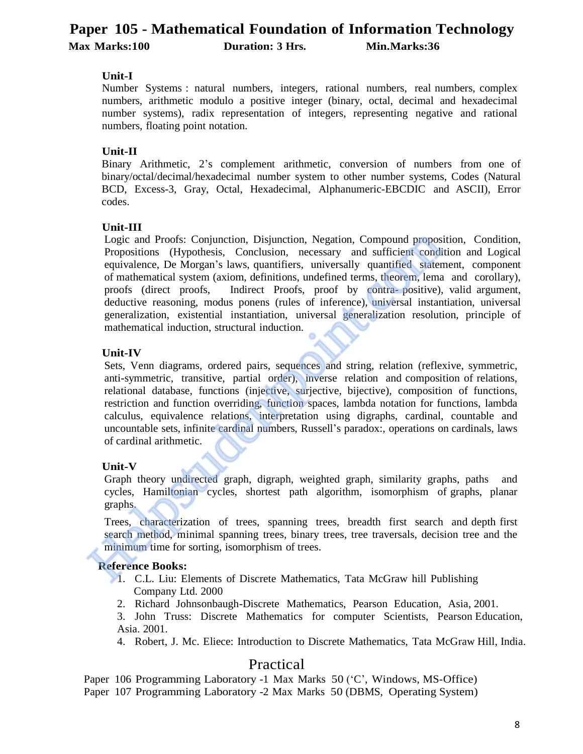# Paper 105 - Mathematical Foundation of Information Technology

**Max Marks:100** **Duration: 3 Hrs.** **Min.Marks:36**

**Unit-I**

Number Systems : natural numbers, integers, rational numbers, real numbers, complex numbers, arithmetic modulo a positive integer (binary, octal, decimal and hexadecimal number systems), radix representation of integers, representing negative and rational numbers, floating point notation.

**Unit-II**

Binary Arithmetic, 2's complement arithmetic, conversion of numbers from one of binary/octal/decimal/hexadecimal number system to other number systems, Codes (Natural BCD, Excess-3, Gray, Octal, Hexadecimal, Alphanumeric-EBCDIC and ASCII), Error codes.

**Unit-III**

Logic and Proofs: Conjunction, Disjunction, Negation, Compound proposition, Condition, Propositions (Hypothesis, Conclusion, necessary and sufficient condition and Logical equivalence, De Morgan's laws, quantifiers, universally quantified statement, component of mathematical system (axiom, definitions, undefined terms, theorem, lema and corollary), proofs (direct proofs, Indirect Proofs, proof by contra- positive), valid argument, deductive reasoning, modus ponens (rules of inference), universal instantiation, universal generalization, existential instantiation, universal generalization resolution, principle of mathematical induction, structural induction.

**Unit-IV**

Sets, Venn diagrams, ordered pairs, sequences and string, relation (reflexive, symmetric, anti-symmetric, transitive, partial order), inverse relation and composition of relations, relational database, functions (injective, surjective, bijective), composition of functions, restriction and function overriding, function spaces, lambda notation for functions, lambda calculus, equivalence relations, interpretation using digraphs, cardinal, countable and uncountable sets, infinite cardinal numbers, Russell's paradox:, operations on cardinals, laws of cardinal arithmetic.

**Unit-V**

Graph theory undirected graph, digraph, weighted graph, similarity graphs, paths and cycles, Hamiltonian cycles, shortest path algorithm, isomorphism of graphs, planar graphs.

Trees, characterization of trees, spanning trees, breadth first search and depth first search method, minimal spanning trees, binary trees, tree traversals, decision tree and the minimum time for sorting, isomorphism of trees.

**Reference Books:**

1. C.L. Liu: Elements of Discrete Mathematics, Tata McGraw hill Publishing Company Ltd. 2000
2. Richard Johnsonbaugh-Discrete Mathematics, Pearson Education, Asia, 2001.
3. John Truss: Discrete Mathematics for computer Scientists, Pearson Education, Asia. 2001.
4. Robert, J. Mc. Eliece: Introduction to Discrete Mathematics, Tata McGraw Hill, India.

## Practical

Paper 106 Programming Laboratory -1 Max Marks 50 ('C', Windows, MS-Office)

Paper 107 Programming Laboratory -2 Max Marks 50 (DBMS, Operating System)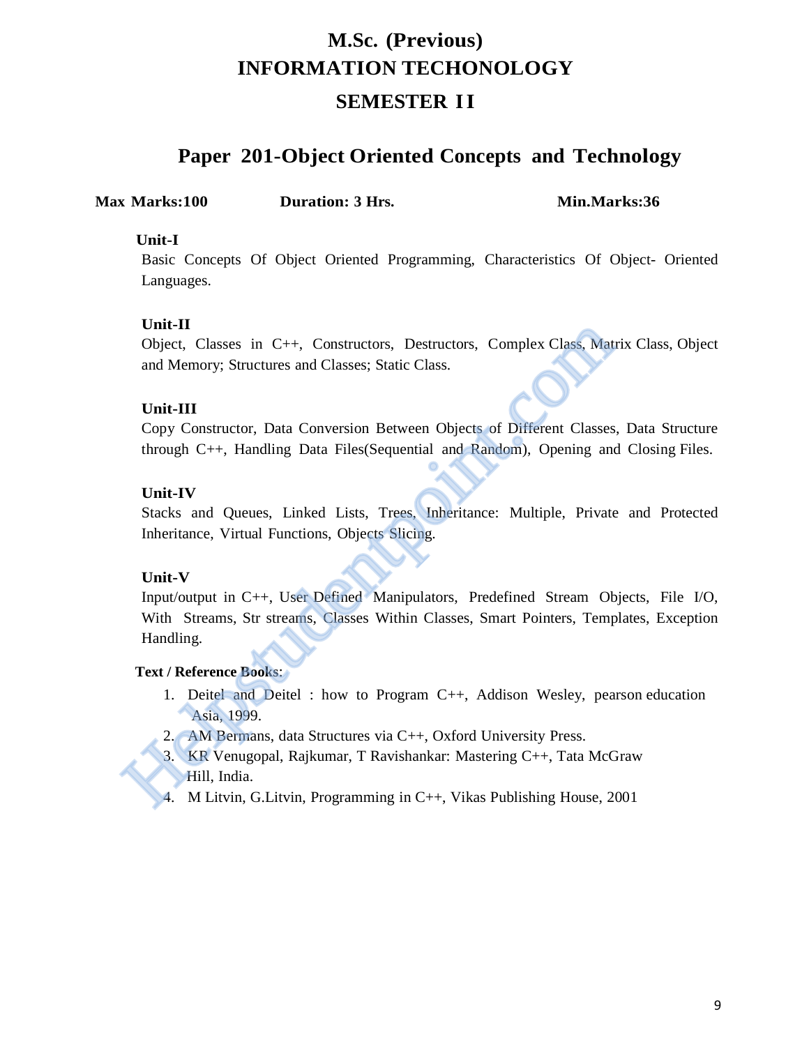# M.Sc. (Previous)
# INFORMATION TECHONOLOGY
## SEMESTER II

## Paper 201-Object Oriented Concepts and Technology

**Max Marks:100** **Duration: 3 Hrs.** **Min.Marks:36**

**Unit-I**

Basic Concepts Of Object Oriented Programming, Characteristics Of Object- Oriented Languages.

**Unit-II**

Object, Classes in C++, Constructors, Destructors, Complex Class, Matrix Class, Object and Memory; Structures and Classes; Static Class.

**Unit-III**

Copy Constructor, Data Conversion Between Objects of Different Classes, Data Structure through C++, Handling Data Files(Sequential and Random), Opening and Closing Files.

**Unit-IV**

Stacks and Queues, Linked Lists, Trees, Inheritance: Multiple, Private and Protected Inheritance, Virtual Functions, Objects Slicing.

**Unit-V**

Input/output in C++, User Defined Manipulators, Predefined Stream Objects, File I/O, With Streams, Str streams, Classes Within Classes, Smart Pointers, Templates, Exception Handling.

**Text / Reference Books**:

1. Deitel and Deitel : how to Program C++, Addison Wesley, pearson education Asia, 1999.
2. AM Bermans, data Structures via C++, Oxford University Press.
3. KR Venugopal, Rajkumar, T Ravishankar: Mastering C++, Tata McGraw Hill, India.
4. M Litvin, G.Litvin, Programming in C++, Vikas Publishing House, 2001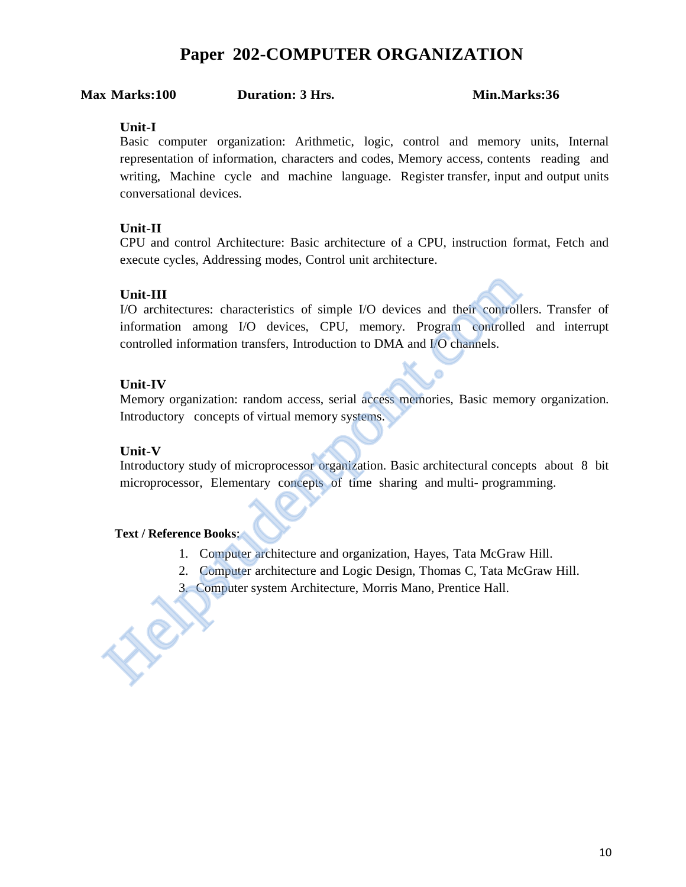# Paper 202-COMPUTER ORGANIZATION

**Max Marks:100** **Duration: 3 Hrs.** **Min.Marks:36**

**Unit-I**

Basic computer organization: Arithmetic, logic, control and memory units, Internal representation of information, characters and codes, Memory access, contents reading and writing, Machine cycle and machine language. Register transfer, input and output units conversational devices.

**Unit-II**

CPU and control Architecture: Basic architecture of a CPU, instruction format, Fetch and execute cycles, Addressing modes, Control unit architecture.

**Unit-III**

I/O architectures: characteristics of simple I/O devices and their controllers. Transfer of information among I/O devices, CPU, memory. Program controlled and interrupt controlled information transfers, Introduction to DMA and I/O channels.

**Unit-IV**

Memory organization: random access, serial access memories, Basic memory organization. Introductory concepts of virtual memory systems.

**Unit-V**

Introductory study of microprocessor organization. Basic architectural concepts about 8 bit microprocessor, Elementary concepts of time sharing and multi- programming.

**Text / Reference Books**:

1. Computer architecture and organization, Hayes, Tata McGraw Hill.
2. Computer architecture and Logic Design, Thomas C, Tata McGraw Hill.
3. Computer system Architecture, Morris Mano, Prentice Hall.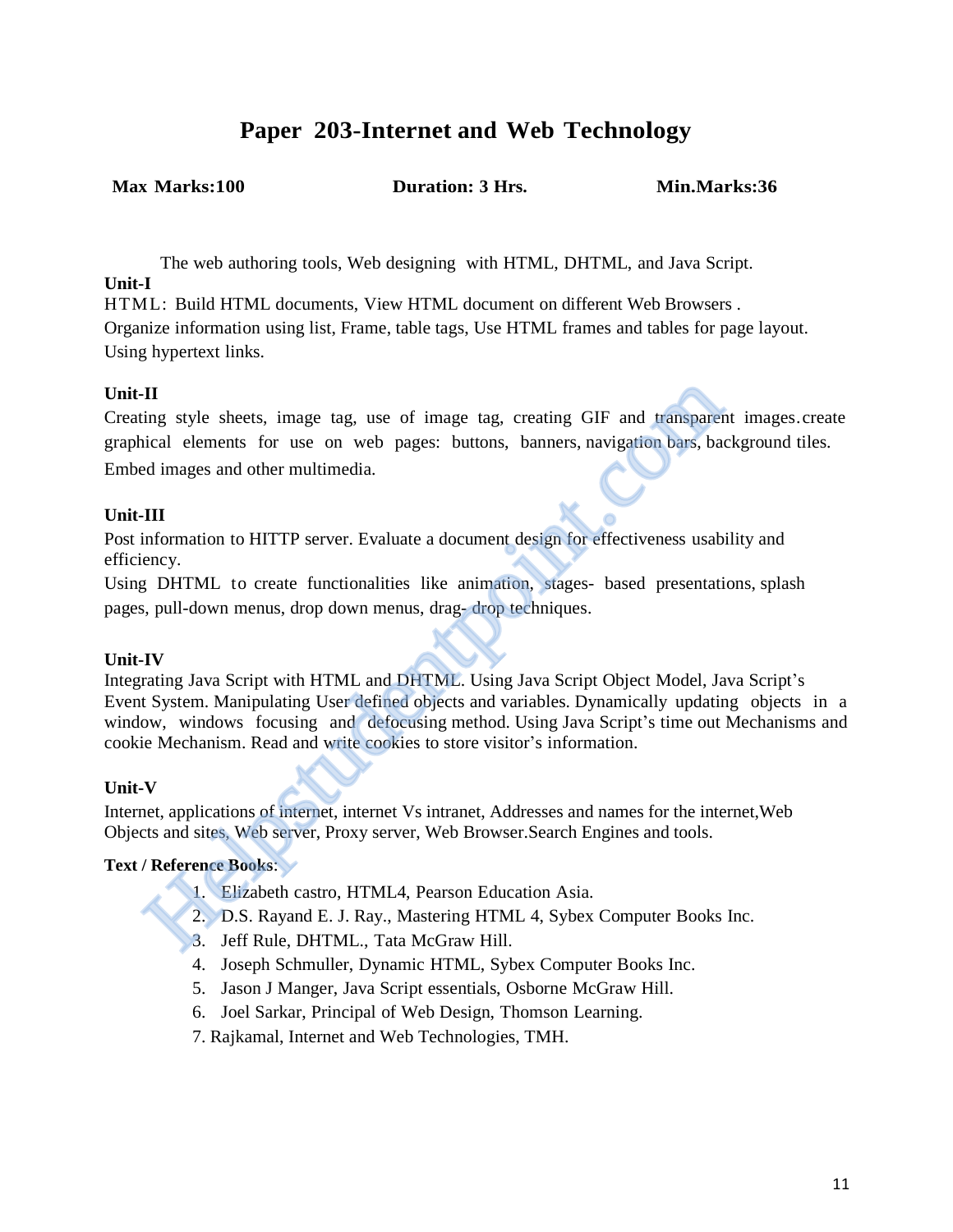# Paper 203-Internet and Web Technology

**Max Marks:100** **Duration: 3 Hrs.** **Min.Marks:36**

The web authoring tools, Web designing with HTML, DHTML, and Java Script.

**Unit-I**

HTML: Build HTML documents, View HTML document on different Web Browsers . Organize information using list, Frame, table tags, Use HTML frames and tables for page layout. Using hypertext links.

**Unit-II**

Creating style sheets, image tag, use of image tag, creating GIF and transparent images.create graphical elements for use on web pages: buttons, banners, navigation bars, background tiles. Embed images and other multimedia.

**Unit-III**

Post information to HITTP server. Evaluate a document design for effectiveness usability and efficiency.

Using DHTML to create functionalities like animation, stages- based presentations, splash pages, pull-down menus, drop down menus, drag- drop techniques.

**Unit-IV**

Integrating Java Script with HTML and DHTML. Using Java Script Object Model, Java Script's Event System. Manipulating User defined objects and variables. Dynamically updating objects in a window, windows focusing and defocusing method. Using Java Script's time out Mechanisms and cookie Mechanism. Read and write cookies to store visitor's information.

**Unit-V**

Internet, applications of internet, internet Vs intranet, Addresses and names for the internet,Web Objects and sites, Web server, Proxy server, Web Browser.Search Engines and tools.

**Text / Reference Books**:

1. Elizabeth castro, HTML4, Pearson Education Asia.
2. D.S. Rayand E. J. Ray., Mastering HTML 4, Sybex Computer Books Inc.
3. Jeff Rule, DHTML., Tata McGraw Hill.
4. Joseph Schmuller, Dynamic HTML, Sybex Computer Books Inc.
5. Jason J Manger, Java Script essentials, Osborne McGraw Hill.
6. Joel Sarkar, Principal of Web Design, Thomson Learning.
7. Rajkamal, Internet and Web Technologies, TMH.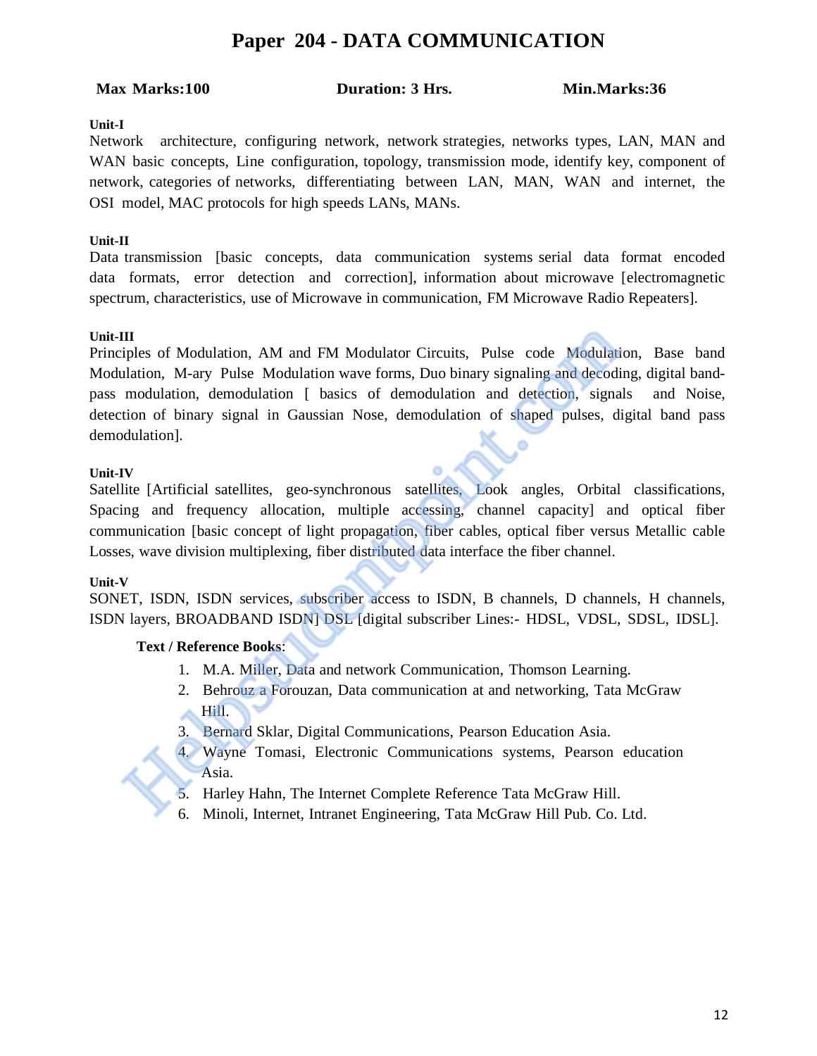# Paper 204 - DATA COMMUNICATION

**Max Marks:100** **Duration: 3 Hrs.** **Min.Marks:36**

**Unit-I**

Network architecture, configuring network, network strategies, networks types, LAN, MAN and WAN basic concepts, Line configuration, topology, transmission mode, identify key, component of network, categories of networks, differentiating between LAN, MAN, WAN and internet, the OSI model, MAC protocols for high speeds LANs, MANs.

**Unit-II**

Data transmission [basic concepts, data communication systems serial data format encoded data formats, error detection and correction], information about microwave [electromagnetic spectrum, characteristics, use of Microwave in communication, FM Microwave Radio Repeaters].

**Unit-III**

Principles of Modulation, AM and FM Modulator Circuits, Pulse code Modulation, Base band Modulation, M-ary Pulse Modulation wave forms, Duo binary signaling and decoding, digital band-pass modulation, demodulation [ basics of demodulation and detection, signals and Noise, detection of binary signal in Gaussian Nose, demodulation of shaped pulses, digital band pass demodulation].

**Unit-IV**

Satellite [Artificial satellites, geo-synchronous satellites, Look angles, Orbital classifications, Spacing and frequency allocation, multiple accessing, channel capacity] and optical fiber communication [basic concept of light propagation, fiber cables, optical fiber versus Metallic cable Losses, wave division multiplexing, fiber distributed data interface the fiber channel.

**Unit-V**

SONET, ISDN, ISDN services, subscriber access to ISDN, B channels, D channels, H channels, ISDN layers, BROADBAND ISDN] DSL [digital subscriber Lines:- HDSL, VDSL, SDSL, IDSL].

**Text / Reference Books**:

1. M.A. Miller, Data and network Communication, Thomson Learning.
2. Behrouz a Forouzan, Data communication at and networking, Tata McGraw Hill.
3. Bernard Sklar, Digital Communications, Pearson Education Asia.
4. Wayne Tomasi, Electronic Communications systems, Pearson education Asia.
5. Harley Hahn, The Internet Complete Reference Tata McGraw Hill.
6. Minoli, Internet, Intranet Engineering, Tata McGraw Hill Pub. Co. Ltd.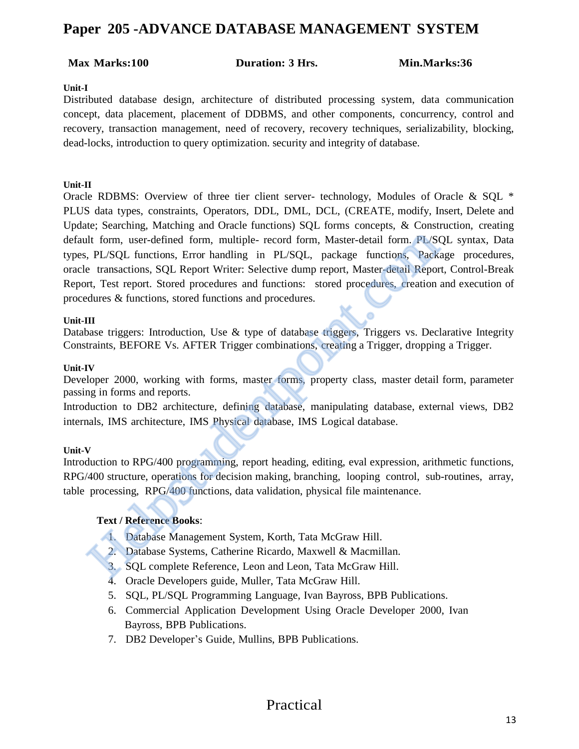# Paper 205 -ADVANCE DATABASE MANAGEMENT SYSTEM

**Max Marks:100** **Duration: 3 Hrs.** **Min.Marks:36**

**Unit-I**

Distributed database design, architecture of distributed processing system, data communication concept, data placement, placement of DDBMS, and other components, concurrency, control and recovery, transaction management, need of recovery, recovery techniques, serializability, blocking, dead-locks, introduction to query optimization. security and integrity of database.

**Unit-II**

Oracle RDBMS: Overview of three tier client server- technology, Modules of Oracle & SQL * PLUS data types, constraints, Operators, DDL, DML, DCL, (CREATE, modify, Insert, Delete and Update; Searching, Matching and Oracle functions) SQL forms concepts, & Construction, creating default form, user-defined form, multiple- record form, Master-detail form. PL/SQL syntax, Data types, PL/SQL functions, Error handling in PL/SQL, package functions, Package procedures, oracle transactions, SQL Report Writer: Selective dump report, Master-detail Report, Control-Break Report, Test report. Stored procedures and functions: stored procedures, creation and execution of procedures & functions, stored functions and procedures.

**Unit-III**

Database triggers: Introduction, Use & type of database triggers, Triggers vs. Declarative Integrity Constraints, BEFORE Vs. AFTER Trigger combinations, creating a Trigger, dropping a Trigger.

**Unit-IV**

Developer 2000, working with forms, master forms, property class, master detail form, parameter passing in forms and reports.

Introduction to DB2 architecture, defining database, manipulating database, external views, DB2 internals, IMS architecture, IMS Physical database, IMS Logical database.

**Unit-V**

Introduction to RPG/400 programming, report heading, editing, eval expression, arithmetic functions, RPG/400 structure, operations for decision making, branching, looping control, sub-routines, array, table processing, RPG/400 functions, data validation, physical file maintenance.

**Text / Reference Books**:

1. Database Management System, Korth, Tata McGraw Hill.
2. Database Systems, Catherine Ricardo, Maxwell & Macmillan.
3. SQL complete Reference, Leon and Leon, Tata McGraw Hill.
4. Oracle Developers guide, Muller, Tata McGraw Hill.
5. SQL, PL/SQL Programming Language, Ivan Bayross, BPB Publications.
6. Commercial Application Development Using Oracle Developer 2000, Ivan Bayross, BPB Publications.
7. DB2 Developer's Guide, Mullins, BPB Publications.

Practical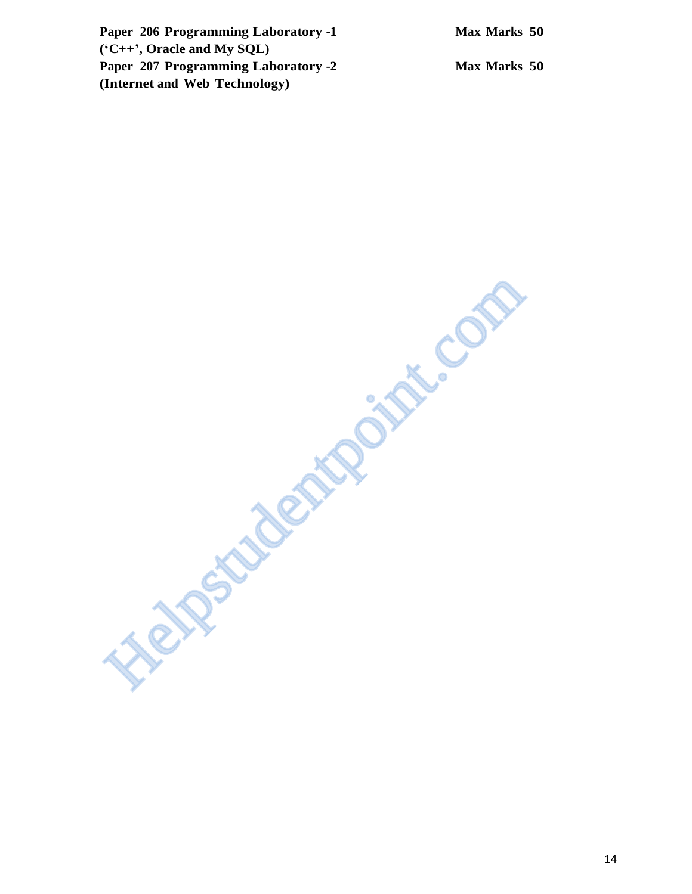**Paper 206 Programming Laboratory -1** **Max Marks 50**
**(‘C++’, Oracle and My SQL)**

**Paper 207 Programming Laboratory -2** **Max Marks 50**
**(Internet and Web Technology)**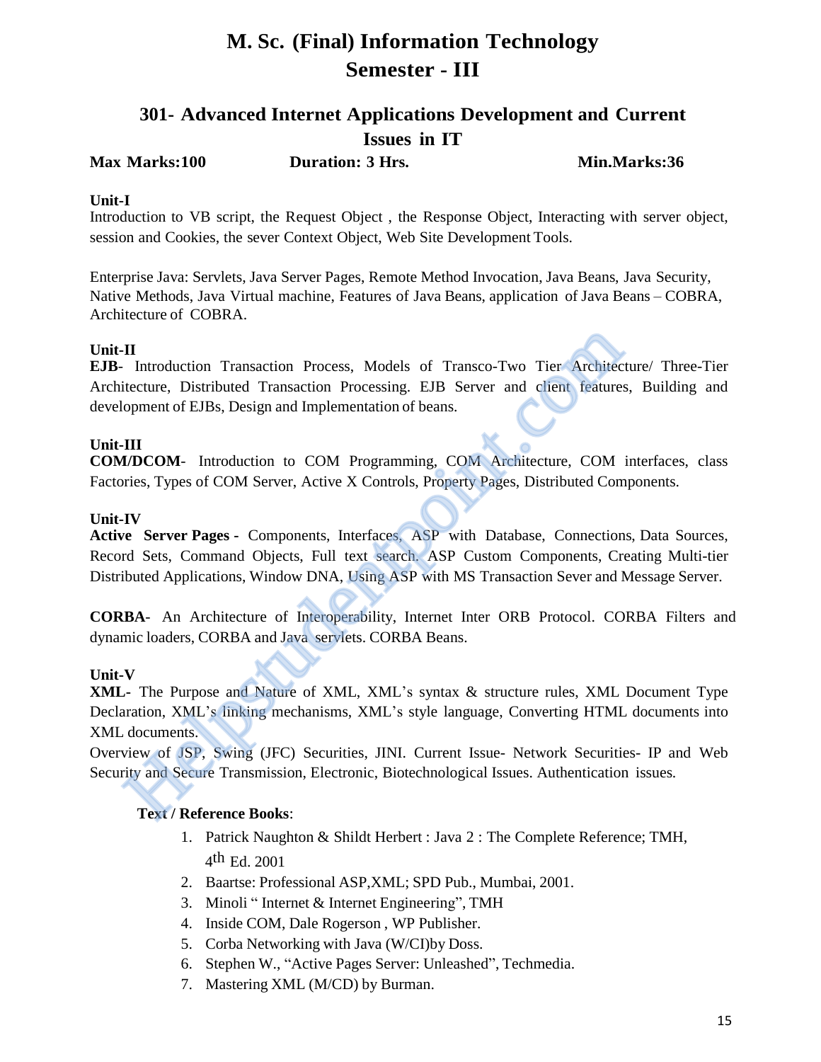# M. Sc. (Final) Information Technology
# Semester - III

## 301- Advanced Internet Applications Development and Current Issues in IT

**Max Marks:100** **Duration: 3 Hrs.** **Min.Marks:36**

**Unit-I**

Introduction to VB script, the Request Object , the Response Object, Interacting with server object, session and Cookies, the sever Context Object, Web Site Development Tools.

Enterprise Java: Servlets, Java Server Pages, Remote Method Invocation, Java Beans, Java Security, Native Methods, Java Virtual machine, Features of Java Beans, application of Java Beans – COBRA, Architecture of COBRA.

**Unit-II**

**EJB**- Introduction Transaction Process, Models of Transco-Two Tier Architecture/ Three-Tier Architecture, Distributed Transaction Processing. EJB Server and client features, Building and development of EJBs, Design and Implementation of beans.

**Unit-III**

**COM/DCOM**- Introduction to COM Programming, COM Architecture, COM interfaces, class Factories, Types of COM Server, Active X Controls, Property Pages, Distributed Components.

**Unit-IV**

**Active Server Pages -** Components, Interfaces, ASP with Database, Connections, Data Sources, Record Sets, Command Objects, Full text search. ASP Custom Components, Creating Multi-tier Distributed Applications, Window DNA, Using ASP with MS Transaction Sever and Message Server.

**CORBA**- An Architecture of Interoperability, Internet Inter ORB Protocol. CORBA Filters and dynamic loaders, CORBA and Java servlets. CORBA Beans.

**Unit-V**

**XML-** The Purpose and Nature of XML, XML's syntax & structure rules, XML Document Type Declaration, XML's linking mechanisms, XML's style language, Converting HTML documents into XML documents.

Overview of JSP, Swing (JFC) Securities, JINI. Current Issue- Network Securities- IP and Web Security and Secure Transmission, Electronic, Biotechnological Issues. Authentication issues.

**Text / Reference Books**:

1. Patrick Naughton & Shildt Herbert : Java 2 : The Complete Reference; TMH, 4th Ed. 2001
2. Baartse: Professional ASP,XML; SPD Pub., Mumbai, 2001.
3. Minoli " Internet & Internet Engineering", TMH
4. Inside COM, Dale Rogerson , WP Publisher.
5. Corba Networking with Java (W/CI)by Doss.
6. Stephen W., "Active Pages Server: Unleashed", Techmedia.
7. Mastering XML (M/CD) by Burman.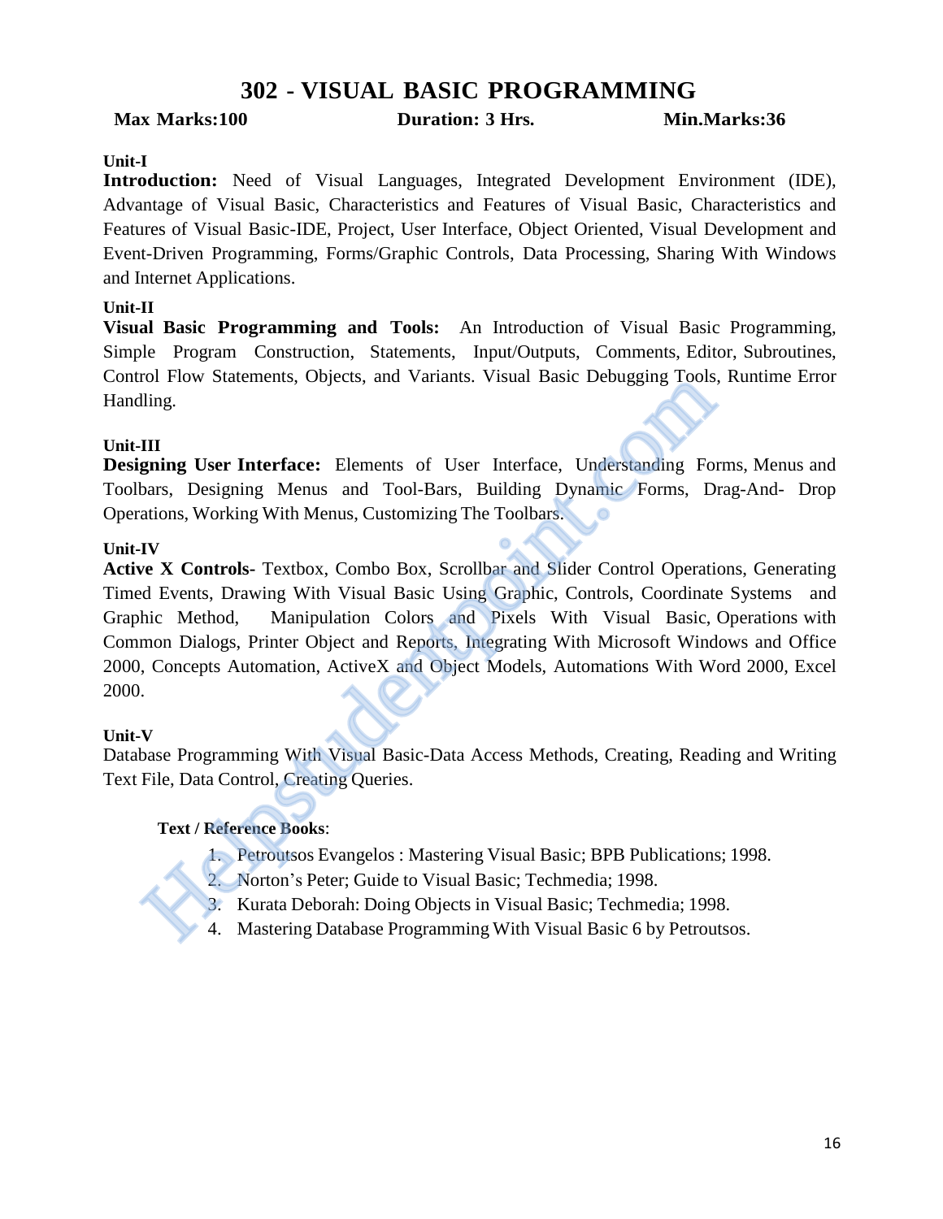# 302 - VISUAL BASIC PROGRAMMING

**Max Marks:100** **Duration: 3 Hrs.** **Min.Marks:36**

**Unit-I**

**Introduction:** Need of Visual Languages, Integrated Development Environment (IDE), Advantage of Visual Basic, Characteristics and Features of Visual Basic, Characteristics and Features of Visual Basic-IDE, Project, User Interface, Object Oriented, Visual Development and Event-Driven Programming, Forms/Graphic Controls, Data Processing, Sharing With Windows and Internet Applications.

**Unit-II**

**Visual Basic Programming and Tools:** An Introduction of Visual Basic Programming, Simple Program Construction, Statements, Input/Outputs, Comments, Editor, Subroutines, Control Flow Statements, Objects, and Variants. Visual Basic Debugging Tools, Runtime Error Handling.

**Unit-III**

**Designing User Interface:** Elements of User Interface, Understanding Forms, Menus and Toolbars, Designing Menus and Tool-Bars, Building Dynamic Forms, Drag-And- Drop Operations, Working With Menus, Customizing The Toolbars.

**Unit-IV**

**Active X Controls-** Textbox, Combo Box, Scrollbar and Slider Control Operations, Generating Timed Events, Drawing With Visual Basic Using Graphic, Controls, Coordinate Systems and Graphic Method, Manipulation Colors and Pixels With Visual Basic, Operations with Common Dialogs, Printer Object and Reports, Integrating With Microsoft Windows and Office 2000, Concepts Automation, ActiveX and Object Models, Automations With Word 2000, Excel 2000.

**Unit-V**

Database Programming With Visual Basic-Data Access Methods, Creating, Reading and Writing Text File, Data Control, Creating Queries.

**Text / Reference Books**:

1. Petroutsos Evangelos : Mastering Visual Basic; BPB Publications; 1998.
2. Norton's Peter; Guide to Visual Basic; Techmedia; 1998.
3. Kurata Deborah: Doing Objects in Visual Basic; Techmedia; 1998.
4. Mastering Database Programming With Visual Basic 6 by Petroutsos.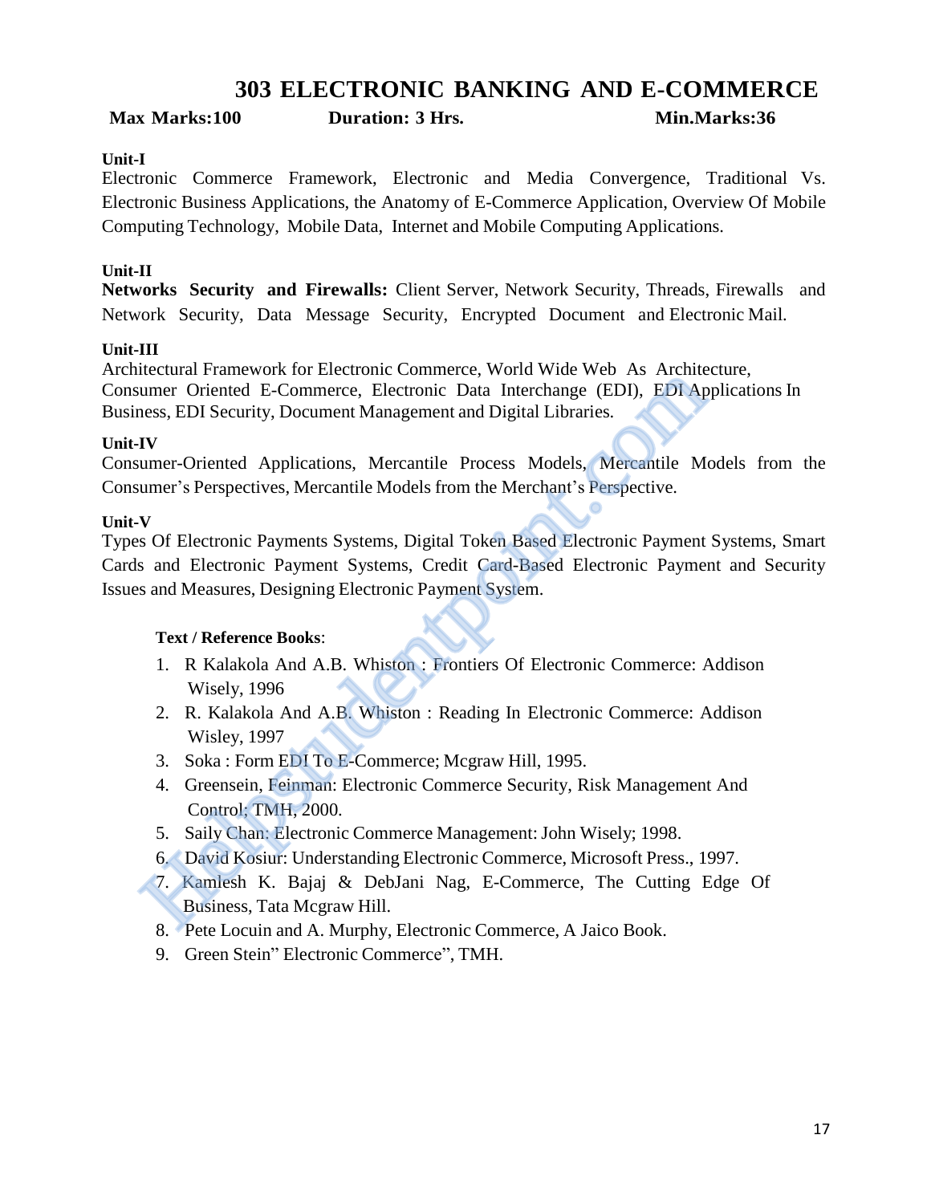# 303 ELECTRONIC BANKING AND E-COMMERCE

**Max Marks:100** **Duration: 3 Hrs.** **Min.Marks:36**

**Unit-I**

Electronic Commerce Framework, Electronic and Media Convergence, Traditional Vs. Electronic Business Applications, the Anatomy of E-Commerce Application, Overview Of Mobile Computing Technology, Mobile Data, Internet and Mobile Computing Applications.

**Unit-II**

**Networks Security and Firewalls:** Client Server, Network Security, Threads, Firewalls and Network Security, Data Message Security, Encrypted Document and Electronic Mail.

**Unit-III**

Architectural Framework for Electronic Commerce, World Wide Web As Architecture, Consumer Oriented E-Commerce, Electronic Data Interchange (EDI), EDI Applications In Business, EDI Security, Document Management and Digital Libraries.

**Unit-IV**

Consumer-Oriented Applications, Mercantile Process Models, Mercantile Models from the Consumer's Perspectives, Mercantile Models from the Merchant's Perspective.

**Unit-V**

Types Of Electronic Payments Systems, Digital Token Based Electronic Payment Systems, Smart Cards and Electronic Payment Systems, Credit Card-Based Electronic Payment and Security Issues and Measures, Designing Electronic Payment System.

**Text / Reference Books**:

1. R Kalakola And A.B. Whiston : Frontiers Of Electronic Commerce: Addison Wisely, 1996
2. R. Kalakola And A.B. Whiston : Reading In Electronic Commerce: Addison Wisley, 1997
3. Soka : Form EDI To E-Commerce; Mcgraw Hill, 1995.
4. Greensein, Feinman: Electronic Commerce Security, Risk Management And Control; TMH, 2000.
5. Saily Chan: Electronic Commerce Management: John Wisely; 1998.
6. David Kosiur: Understanding Electronic Commerce, Microsoft Press., 1997.
7. Kamlesh K. Bajaj & DebJani Nag, E-Commerce, The Cutting Edge Of Business, Tata Mcgraw Hill.
8. Pete Locuin and A. Murphy, Electronic Commerce, A Jaico Book.
9. Green Stein" Electronic Commerce", TMH.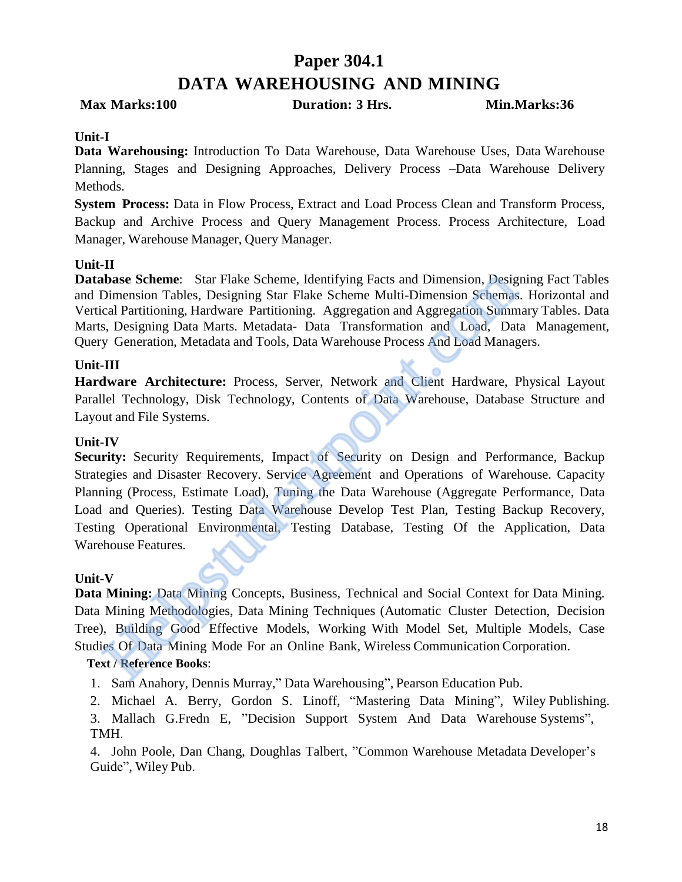# Paper 304.1

# DATA WAREHOUSING AND MINING

**Max Marks:100** **Duration: 3 Hrs.** **Min.Marks:36**

**Unit-I**

**Data Warehousing:** Introduction To Data Warehouse, Data Warehouse Uses, Data Warehouse Planning, Stages and Designing Approaches, Delivery Process –Data Warehouse Delivery Methods.

**System Process:** Data in Flow Process, Extract and Load Process Clean and Transform Process, Backup and Archive Process and Query Management Process. Process Architecture, Load Manager, Warehouse Manager, Query Manager.

**Unit-II**

**Database Scheme**: Star Flake Scheme, Identifying Facts and Dimension, Designing Fact Tables and Dimension Tables, Designing Star Flake Scheme Multi-Dimension Schemas. Horizontal and Vertical Partitioning, Hardware Partitioning. Aggregation and Aggregation Summary Tables. Data Marts, Designing Data Marts. Metadata- Data Transformation and Load, Data Management, Query Generation, Metadata and Tools, Data Warehouse Process And Load Managers.

**Unit-III**

**Hardware Architecture:** Process, Server, Network and Client Hardware, Physical Layout Parallel Technology, Disk Technology, Contents of Data Warehouse, Database Structure and Layout and File Systems.

**Unit-IV**

**Security:** Security Requirements, Impact of Security on Design and Performance, Backup Strategies and Disaster Recovery. Service Agreement and Operations of Warehouse. Capacity Planning (Process, Estimate Load), Tuning the Data Warehouse (Aggregate Performance, Data Load and Queries). Testing Data Warehouse Develop Test Plan, Testing Backup Recovery, Testing Operational Environmental, Testing Database, Testing Of the Application, Data Warehouse Features.

**Unit-V**

**Data Mining:** Data Mining Concepts, Business, Technical and Social Context for Data Mining. Data Mining Methodologies, Data Mining Techniques (Automatic Cluster Detection, Decision Tree), Building Good Effective Models, Working With Model Set, Multiple Models, Case Studies Of Data Mining Mode For an Online Bank, Wireless Communication Corporation.

**Text / Reference Books**:

1. Sam Anahory, Dennis Murray," Data Warehousing", Pearson Education Pub.
2. Michael A. Berry, Gordon S. Linoff, "Mastering Data Mining", Wiley Publishing.
3. Mallach G.Fredn E, "Decision Support System And Data Warehouse Systems", TMH.
4. John Poole, Dan Chang, Doughlas Talbert, "Common Warehouse Metadata Developer's Guide", Wiley Pub.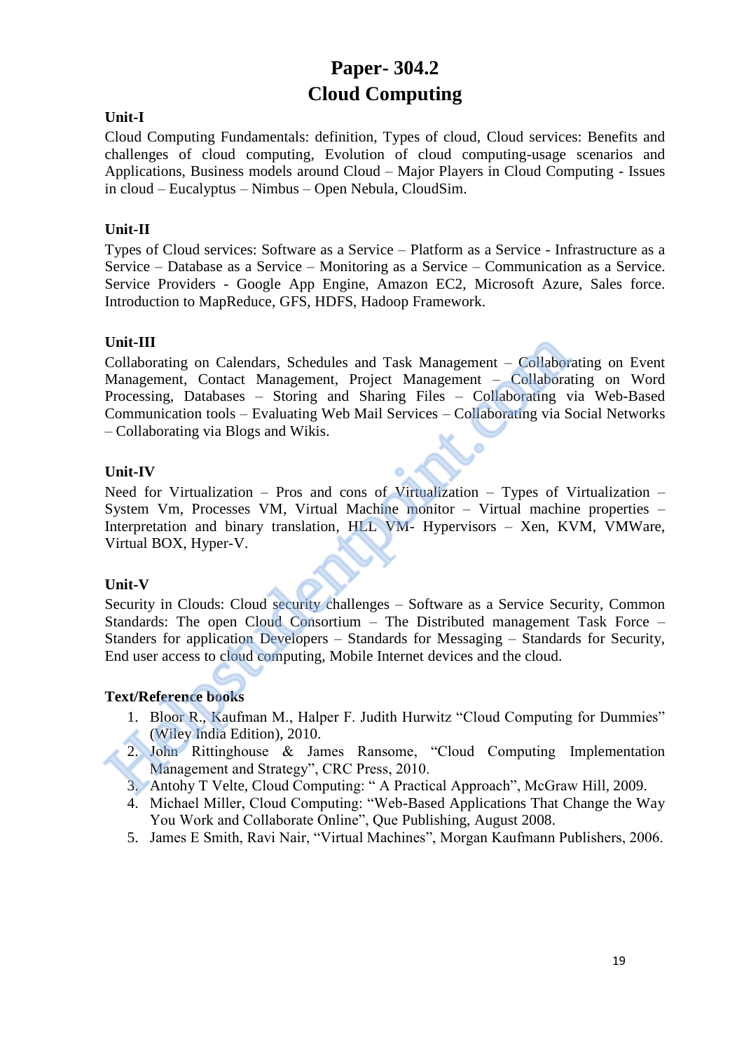# Paper- 304.2
# Cloud Computing

**Unit-I**

Cloud Computing Fundamentals: definition, Types of cloud, Cloud services: Benefits and challenges of cloud computing, Evolution of cloud computing-usage scenarios and Applications, Business models around Cloud – Major Players in Cloud Computing - Issues in cloud – Eucalyptus – Nimbus – Open Nebula, CloudSim.

**Unit-II**

Types of Cloud services: Software as a Service – Platform as a Service - Infrastructure as a Service – Database as a Service – Monitoring as a Service – Communication as a Service. Service Providers - Google App Engine, Amazon EC2, Microsoft Azure, Sales force. Introduction to MapReduce, GFS, HDFS, Hadoop Framework.

**Unit-III**

Collaborating on Calendars, Schedules and Task Management – Collaborating on Event Management, Contact Management, Project Management – Collaborating on Word Processing, Databases – Storing and Sharing Files – Collaborating via Web-Based Communication tools – Evaluating Web Mail Services – Collaborating via Social Networks – Collaborating via Blogs and Wikis.

**Unit-IV**

Need for Virtualization – Pros and cons of Virtualization – Types of Virtualization – System Vm, Processes VM, Virtual Machine monitor – Virtual machine properties – Interpretation and binary translation, HLL VM- Hypervisors – Xen, KVM, VMWare, Virtual BOX, Hyper-V.

**Unit-V**

Security in Clouds: Cloud security challenges – Software as a Service Security, Common Standards: The open Cloud Consortium – The Distributed management Task Force – Standers for application Developers – Standards for Messaging – Standards for Security, End user access to cloud computing, Mobile Internet devices and the cloud.

**Text/Reference books**

1. Bloor R., Kaufman M., Halper F. Judith Hurwitz "Cloud Computing for Dummies" (Wiley India Edition), 2010.
2. John Rittinghouse & James Ransome, "Cloud Computing Implementation Management and Strategy", CRC Press, 2010.
3. Antohy T Velte, Cloud Computing: " A Practical Approach", McGraw Hill, 2009.
4. Michael Miller, Cloud Computing: "Web-Based Applications That Change the Way You Work and Collaborate Online", Que Publishing, August 2008.
5. James E Smith, Ravi Nair, "Virtual Machines", Morgan Kaufmann Publishers, 2006.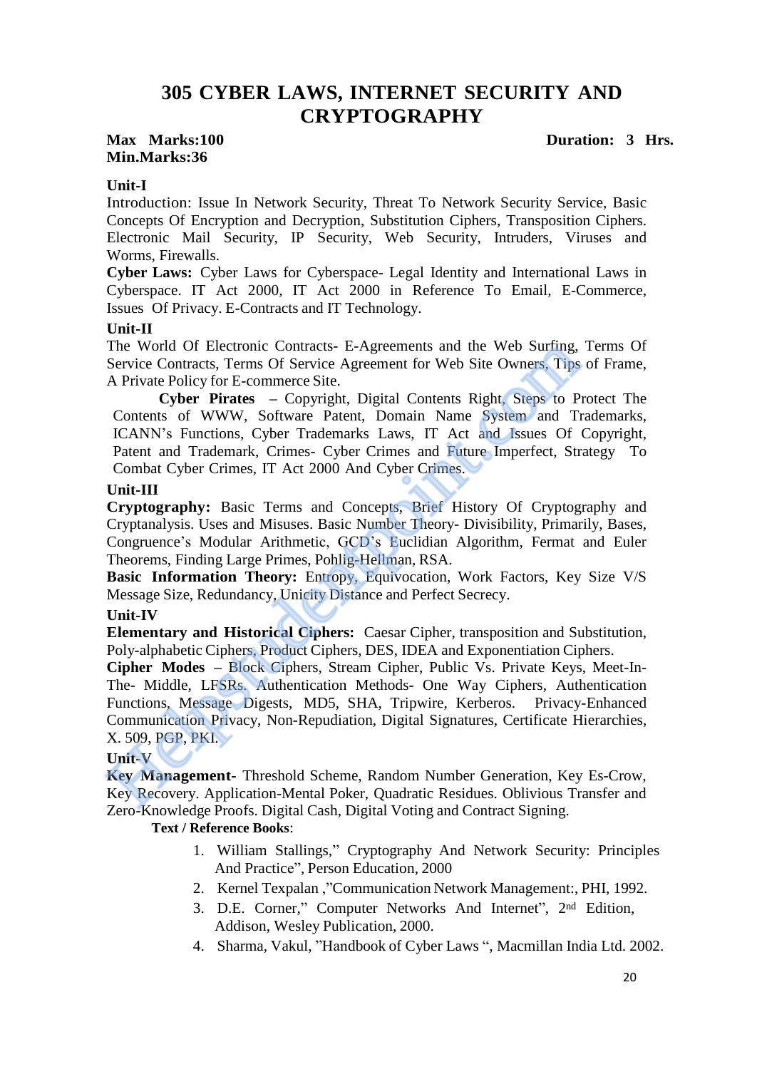# 305 CYBER LAWS, INTERNET SECURITY AND CRYPTOGRAPHY

**Max Marks:100** **Duration: 3 Hrs.**
**Min.Marks:36**

### Unit-I

Introduction: Issue In Network Security, Threat To Network Security Service, Basic Concepts Of Encryption and Decryption, Substitution Ciphers, Transposition Ciphers. Electronic Mail Security, IP Security, Web Security, Intruders, Viruses and Worms, Firewalls.

**Cyber Laws:** Cyber Laws for Cyberspace- Legal Identity and International Laws in Cyberspace. IT Act 2000, IT Act 2000 in Reference To Email, E-Commerce, Issues Of Privacy. E-Contracts and IT Technology.

### Unit-II

The World Of Electronic Contracts- E-Agreements and the Web Surfing, Terms Of Service Contracts, Terms Of Service Agreement for Web Site Owners, Tips of Frame, A Private Policy for E-commerce Site.

**Cyber Pirates** – Copyright, Digital Contents Right, Steps to Protect The Contents of WWW, Software Patent, Domain Name System and Trademarks, ICANN's Functions, Cyber Trademarks Laws, IT Act and Issues Of Copyright, Patent and Trademark, Crimes- Cyber Crimes and Future Imperfect, Strategy To Combat Cyber Crimes, IT Act 2000 And Cyber Crimes.

### Unit-III

**Cryptography:** Basic Terms and Concepts, Brief History Of Cryptography and Cryptanalysis. Uses and Misuses. Basic Number Theory- Divisibility, Primarily, Bases, Congruence's Modular Arithmetic, GCD's Euclidian Algorithm, Fermat and Euler Theorems, Finding Large Primes, Pohlig-Hellman, RSA.

**Basic Information Theory:** Entropy, Equivocation, Work Factors, Key Size V/S Message Size, Redundancy, Unicity Distance and Perfect Secrecy.

### Unit-IV

**Elementary and Historical Ciphers:** Caesar Cipher, transposition and Substitution, Poly-alphabetic Ciphers, Product Ciphers, DES, IDEA and Exponentiation Ciphers.

**Cipher Modes** – Block Ciphers, Stream Cipher, Public Vs. Private Keys, Meet-In-The- Middle, LFSRs. Authentication Methods- One Way Ciphers, Authentication Functions, Message Digests, MD5, SHA, Tripwire, Kerberos. Privacy-Enhanced Communication Privacy, Non-Repudiation, Digital Signatures, Certificate Hierarchies, X. 509, PGP, PKI.

### Unit-V

**Key Management**- Threshold Scheme, Random Number Generation, Key Es-Crow, Key Recovery. Application-Mental Poker, Quadratic Residues. Oblivious Transfer and Zero-Knowledge Proofs. Digital Cash, Digital Voting and Contract Signing.

**Text / Reference Books**:

1. William Stallings," Cryptography And Network Security: Principles And Practice", Person Education, 2000
2. Kernel Texpalan ,"Communication Network Management:, PHI, 1992.
3. D.E. Corner," Computer Networks And Internet", 2nd Edition, Addison, Wesley Publication, 2000.
4. Sharma, Vakul, "Handbook of Cyber Laws ", Macmillan India Ltd. 2002.